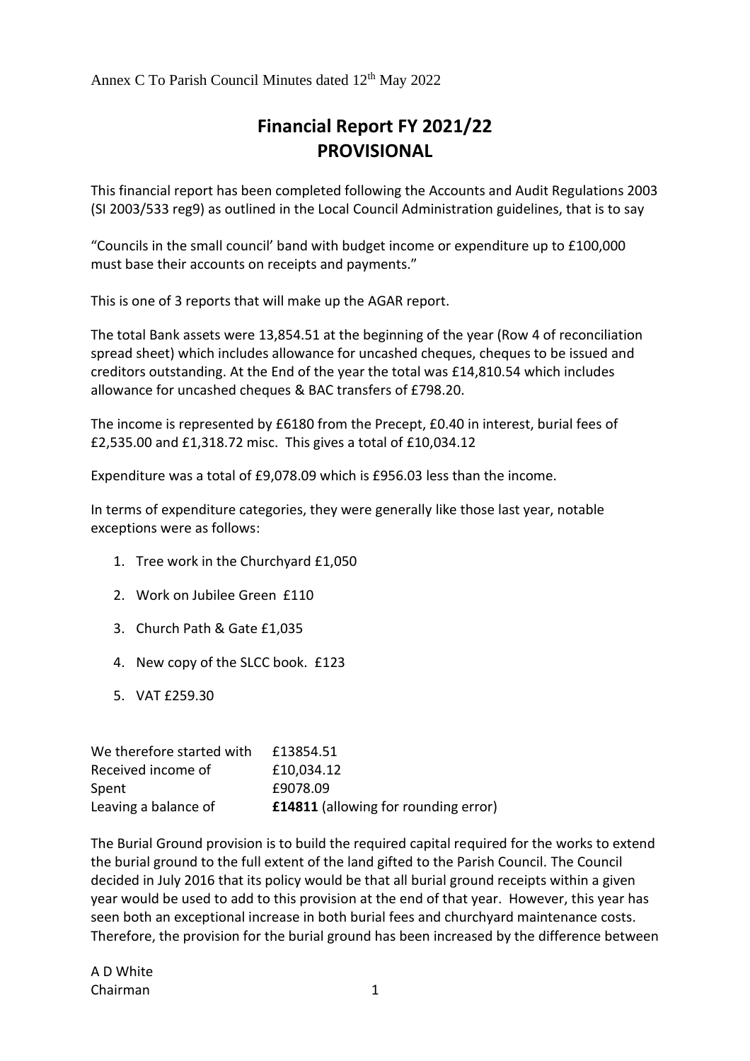Annex C To Parish Council Minutes dated 12th May 2022

# Financial Report FY 2021/22
# PROVISIONAL

This financial report has been completed following the Accounts and Audit Regulations 2003 (SI 2003/533 reg9) as outlined in the Local Council Administration guidelines, that is to say

"Councils in the small council' band with budget income or expenditure up to £100,000 must base their accounts on receipts and payments."

This is one of 3 reports that will make up the AGAR report.

The total Bank assets were 13,854.51 at the beginning of the year (Row 4 of reconciliation spread sheet) which includes allowance for uncashed cheques, cheques to be issued and creditors outstanding. At the End of the year the total was £14,810.54 which includes allowance for uncashed cheques & BAC transfers of £798.20.

The income is represented by £6180 from the Precept, £0.40 in interest, burial fees of £2,535.00 and £1,318.72 misc. This gives a total of £10,034.12

Expenditure was a total of £9,078.09 which is £956.03 less than the income.

In terms of expenditure categories, they were generally like those last year, notable exceptions were as follows:

1. Tree work in the Churchyard £1,050
2. Work on Jubilee Green £110
3. Church Path & Gate £1,035
4. New copy of the SLCC book. £123
5. VAT £259.30

| | |
|---|---|
| We therefore started with | £13854.51 |
| Received income of | £10,034.12 |
| Spent | £9078.09 |
| Leaving a balance of | **£14811** (allowing for rounding error) |

The Burial Ground provision is to build the required capital required for the works to extend the burial ground to the full extent of the land gifted to the Parish Council. The Council decided in July 2016 that its policy would be that all burial ground receipts within a given year would be used to add to this provision at the end of that year. However, this year has seen both an exceptional increase in both burial fees and churchyard maintenance costs. Therefore, the provision for the burial ground has been increased by the difference between

A D White
Chairman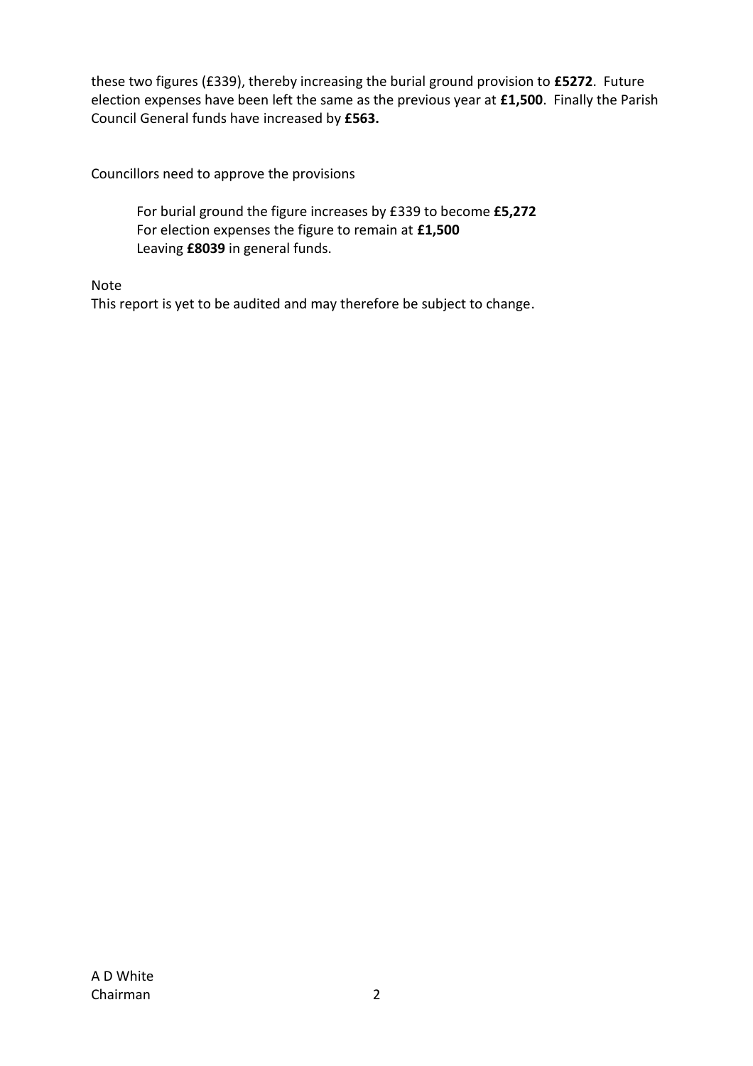these two figures (£339), thereby increasing the burial ground provision to **£5272**. Future election expenses have been left the same as the previous year at **£1,500**. Finally the Parish Council General funds have increased by **£563.**

Councillors need to approve the provisions

> For burial ground the figure increases by £339 to become **£5,272**
> For election expenses the figure to remain at **£1,500**
> Leaving **£8039** in general funds.

Note
This report is yet to be audited and may therefore be subject to change.

A D White
Chairman